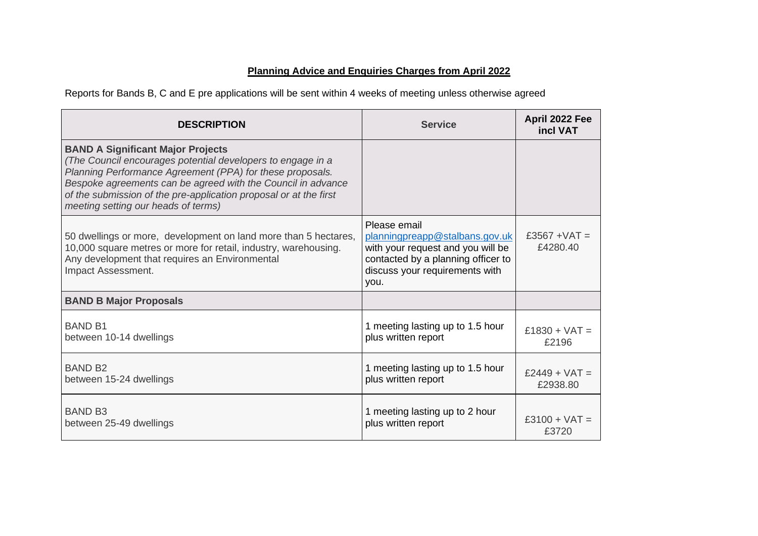**Planning Advice and Enquiries Charges from April 2022**

Reports for Bands B, C and E pre applications will be sent within 4 weeks of meeting unless otherwise agreed

| DESCRIPTION | Service | April 2022 Fee incl VAT |
| --- | --- | --- |
| **BAND A Significant Major Projects** *(The Council encourages potential developers to engage in a Planning Performance Agreement (PPA) for these proposals. Bespoke agreements can be agreed with the Council in advance of the submission of the pre-application proposal or at the first meeting setting our heads of terms)* | | |
| 50 dwellings or more, development on land more than 5 hectares, 10,000 square metres or more for retail, industry, warehousing. Any development that requires an Environmental Impact Assessment. | Please email planningpreapp@stalbans.gov.uk with your request and you will be contacted by a planning officer to discuss your requirements with you. | £3567 +VAT = £4280.40 |
| **BAND B Major Proposals** | | |
| BAND B1 between 10-14 dwellings | 1 meeting lasting up to 1.5 hour plus written report | £1830 + VAT = £2196 |
| BAND B2 between 15-24 dwellings | 1 meeting lasting up to 1.5 hour plus written report | £2449 + VAT = £2938.80 |
| BAND B3 between 25-49 dwellings | 1 meeting lasting up to 2 hour plus written report | £3100 + VAT = £3720 |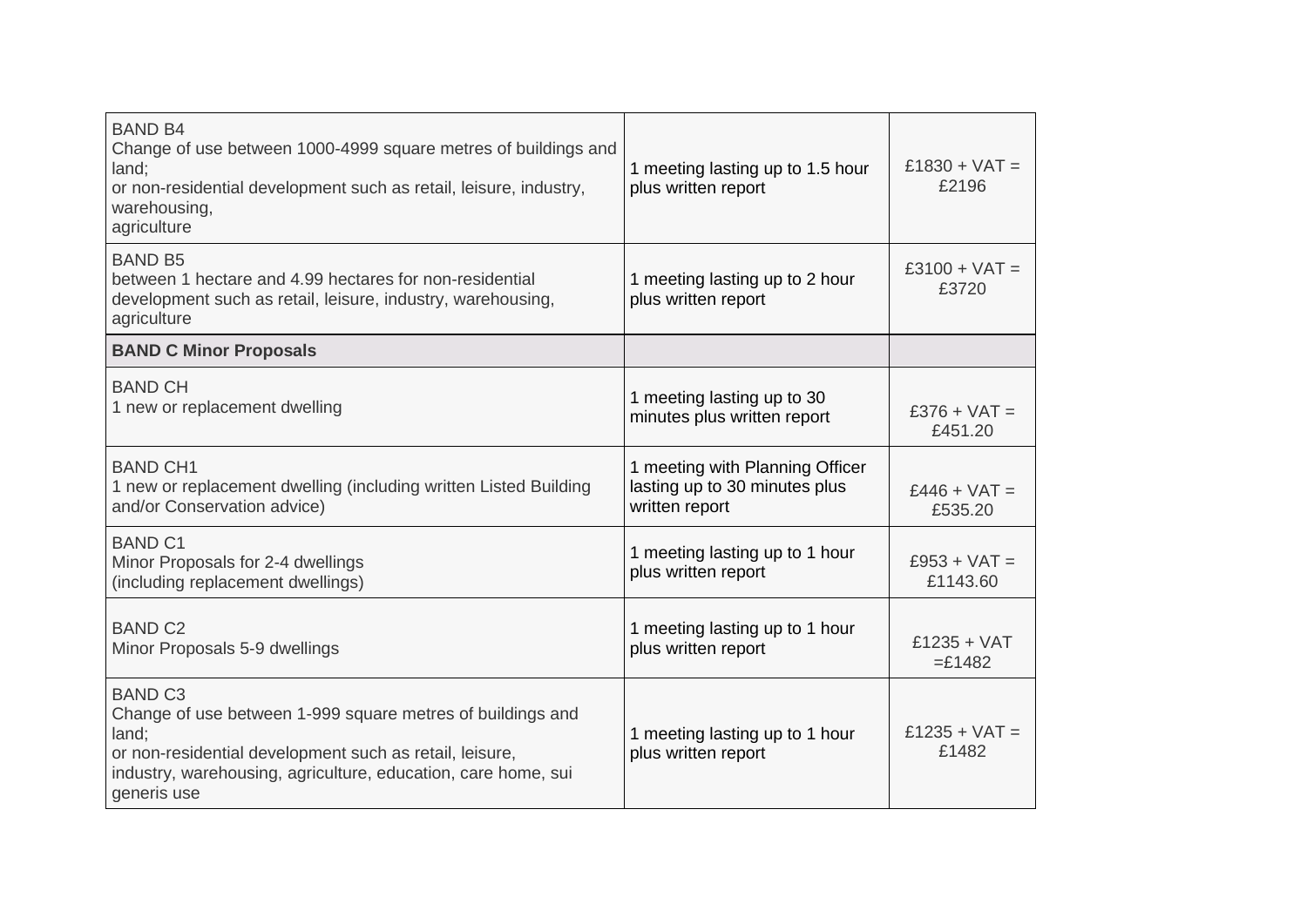| | | |
|---|---|---|
| BAND B4<br>Change of use between 1000-4999 square metres of buildings and land;<br>or non-residential development such as retail, leisure, industry, warehousing,<br>agriculture | 1 meeting lasting up to 1.5 hour plus written report | £1830 + VAT = £2196 |
| BAND B5<br>between 1 hectare and 4.99 hectares for non-residential development such as retail, leisure, industry, warehousing, agriculture | 1 meeting lasting up to 2 hour plus written report | £3100 + VAT = £3720 |
| **BAND C Minor Proposals** | | |
| BAND CH<br>1 new or replacement dwelling | 1 meeting lasting up to 30 minutes plus written report | £376 + VAT = £451.20 |
| BAND CH1<br>1 new or replacement dwelling (including written Listed Building and/or Conservation advice) | 1 meeting with Planning Officer lasting up to 30 minutes plus written report | £446 + VAT = £535.20 |
| BAND C1<br>Minor Proposals for 2-4 dwellings<br>(including replacement dwellings) | 1 meeting lasting up to 1 hour plus written report | £953 + VAT = £1143.60 |
| BAND C2<br>Minor Proposals 5-9 dwellings | 1 meeting lasting up to 1 hour plus written report | £1235 + VAT =£1482 |
| BAND C3<br>Change of use between 1-999 square metres of buildings and land;<br>or non-residential development such as retail, leisure, industry, warehousing, agriculture, education, care home, sui generis use | 1 meeting lasting up to 1 hour plus written report | £1235 + VAT = £1482 |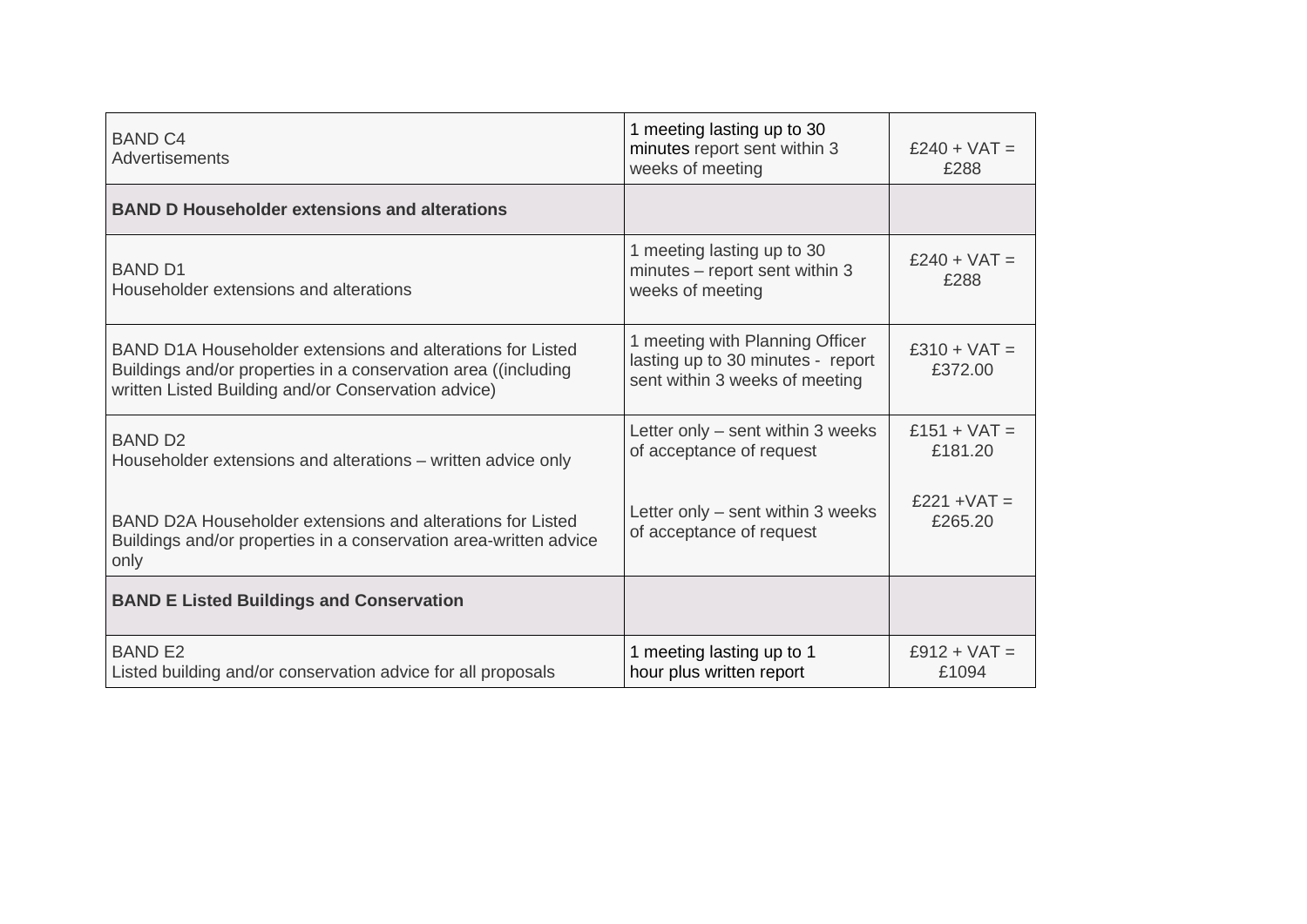| | | |
|---|---|---|
| BAND C4<br>Advertisements | 1 meeting lasting up to 30 minutes report sent within 3 weeks of meeting | £240 + VAT = £288 |
| **BAND D Householder extensions and alterations** | | |
| BAND D1<br>Householder extensions and alterations | 1 meeting lasting up to 30 minutes – report sent within 3 weeks of meeting | £240 + VAT = £288 |
| BAND D1A Householder extensions and alterations for Listed Buildings and/or properties in a conservation area ((including written Listed Building and/or Conservation advice) | 1 meeting with Planning Officer lasting up to 30 minutes - report sent within 3 weeks of meeting | £310 + VAT = £372.00 |
| BAND D2<br>Householder extensions and alterations – written advice only<br><br>BAND D2A Householder extensions and alterations for Listed Buildings and/or properties in a conservation area-written advice only | Letter only – sent within 3 weeks of acceptance of request<br><br>Letter only – sent within 3 weeks of acceptance of request | £151 + VAT = £181.20<br><br>£221 +VAT = £265.20 |
| **BAND E Listed Buildings and Conservation** | | |
| BAND E2<br>Listed building and/or conservation advice for all proposals | 1 meeting lasting up to 1 hour plus written report | £912 + VAT = £1094 |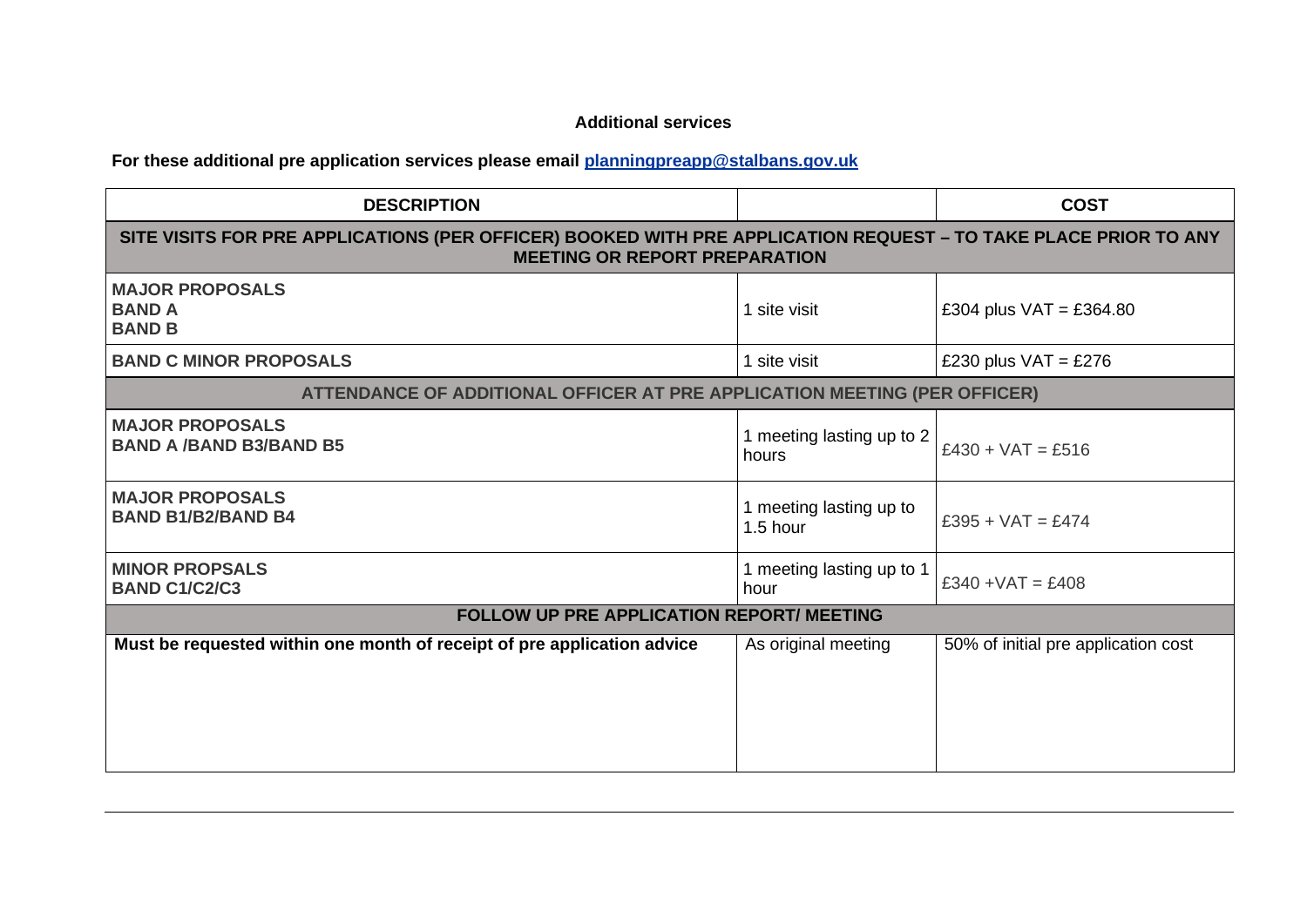**Additional services**

**For these additional pre application services please email [planningpreapp@stalbans.gov.uk](mailto:planningpreapp@stalbans.gov.uk)**

| DESCRIPTION | | COST |
|---|---|---|
| **SITE VISITS FOR PRE APPLICATIONS (PER OFFICER) BOOKED WITH PRE APPLICATION REQUEST – TO TAKE PLACE PRIOR TO ANY MEETING OR REPORT PREPARATION** | | |
| **MAJOR PROPOSALS**<br>**BAND A**<br>**BAND B** | 1 site visit | £304 plus VAT = £364.80 |
| **BAND C MINOR PROPOSALS** | 1 site visit | £230 plus VAT = £276 |
| **ATTENDANCE OF ADDITIONAL OFFICER AT PRE APPLICATION MEETING (PER OFFICER)** | | |
| **MAJOR PROPOSALS**<br>**BAND A /BAND B3/BAND B5** | 1 meeting lasting up to 2 hours | £430 + VAT = £516 |
| **MAJOR PROPOSALS**<br>**BAND B1/B2/BAND B4** | 1 meeting lasting up to 1.5 hour | £395 + VAT = £474 |
| **MINOR PROPSALS**<br>**BAND C1/C2/C3** | 1 meeting lasting up to 1 hour | £340 +VAT = £408 |
| **FOLLOW UP PRE APPLICATION REPORT/ MEETING** | | |
| **Must be requested within one month of receipt of pre application advice** | As original meeting | 50% of initial pre application cost |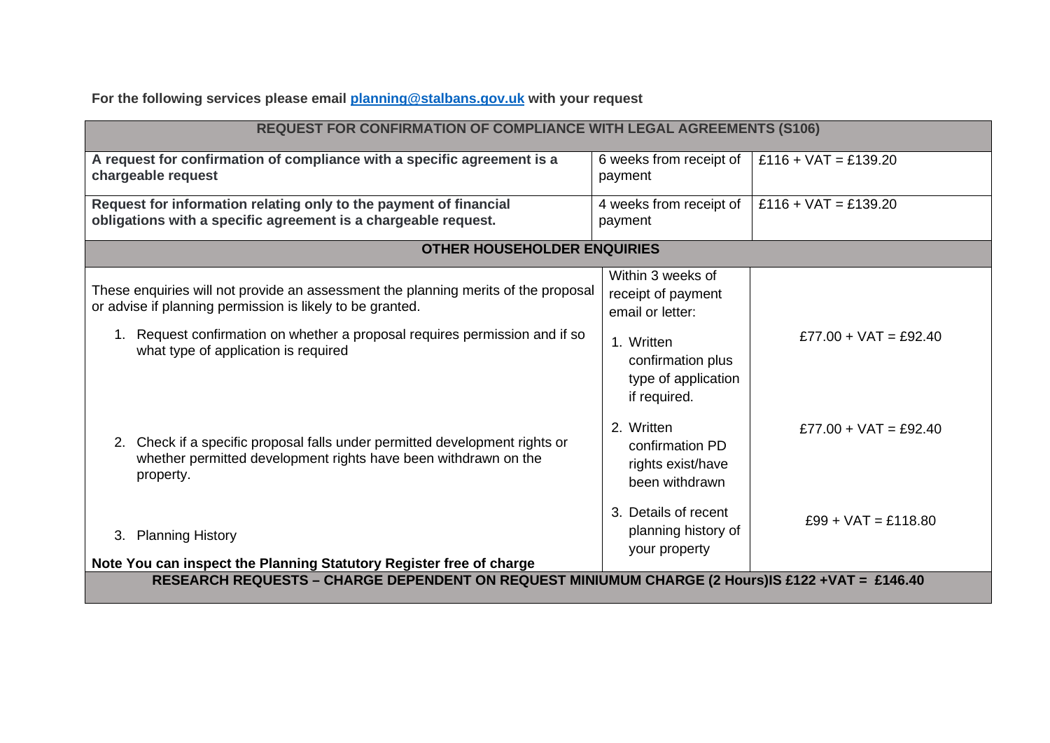**For the following services please email [planning@stalbans.gov.uk](mailto:planning@stalbans.gov.uk) with your request**

| | | |
|---|---|---|
| **REQUEST FOR CONFIRMATION OF COMPLIANCE WITH LEGAL AGREEMENTS (S106)** | | |
| **A request for confirmation of compliance with a specific agreement is a chargeable request** | 6 weeks from receipt of payment | £116 + VAT = £139.20 |
| **Request for information relating only to the payment of financial obligations with a specific agreement is a chargeable request.** | 4 weeks from receipt of payment | £116 + VAT = £139.20 |
| **OTHER HOUSEHOLDER ENQUIRIES** | | |
| These enquiries will not provide an assessment the planning merits of the proposal or advise if planning permission is likely to be granted. | Within 3 weeks of receipt of payment email or letter: | |
| 1. Request confirmation on whether a proposal requires permission and if so what type of application is required | 1. Written confirmation plus type of application if required. | £77.00 + VAT = £92.40 |
| 2. Check if a specific proposal falls under permitted development rights or whether permitted development rights have been withdrawn on the property. | 2. Written confirmation PD rights exist/have been withdrawn | £77.00 + VAT = £92.40 |
| 3. Planning History<br>**Note You can inspect the Planning Statutory Register free of charge** | 3. Details of recent planning history of your property | £99 + VAT = £118.80 |
| **RESEARCH REQUESTS – CHARGE DEPENDENT ON REQUEST MINIUMUM CHARGE (2 Hours)IS £122 +VAT = £146.40** | | |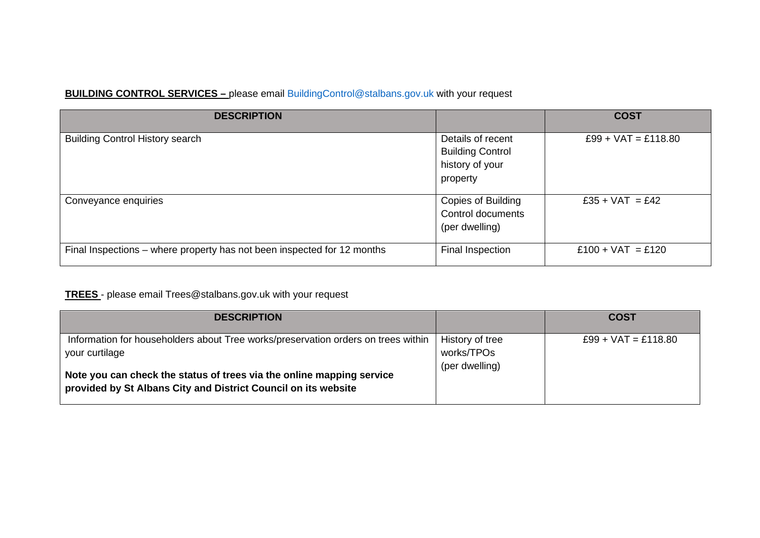**BUILDING CONTROL SERVICES –** please email BuildingControl@stalbans.gov.uk with your request

| DESCRIPTION | | COST |
|---|---|---|
| Building Control History search | Details of recent Building Control history of your property | £99 + VAT = £118.80 |
| Conveyance enquiries | Copies of Building Control documents (per dwelling) | £35 + VAT = £42 |
| Final Inspections – where property has not been inspected for 12 months | Final Inspection | £100 + VAT = £120 |

**TREES** - please email Trees@stalbans.gov.uk with your request

| DESCRIPTION | | COST |
|---|---|---|
| Information for householders about Tree works/preservation orders on trees within your curtilage<br><br>**Note you can check the status of trees via the online mapping service provided by St Albans City and District Council on its website** | History of tree works/TPOs (per dwelling) | £99 + VAT = £118.80 |